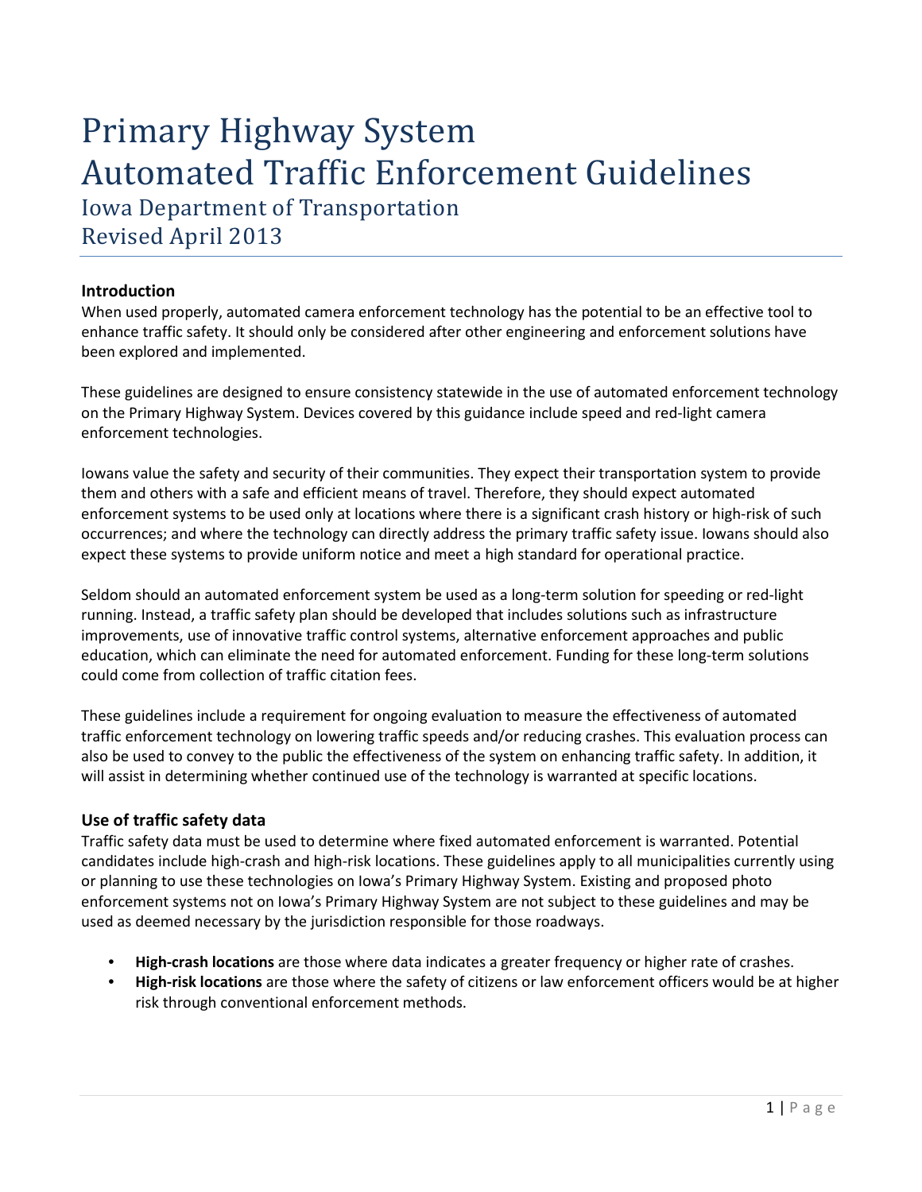# Primary Highway System Automated Traffic Enforcement Guidelines

## Iowa Department of Transportation
## Revised April 2013

### Introduction

When used properly, automated camera enforcement technology has the potential to be an effective tool to enhance traffic safety. It should only be considered after other engineering and enforcement solutions have been explored and implemented.

These guidelines are designed to ensure consistency statewide in the use of automated enforcement technology on the Primary Highway System. Devices covered by this guidance include speed and red-light camera enforcement technologies.

Iowans value the safety and security of their communities. They expect their transportation system to provide them and others with a safe and efficient means of travel. Therefore, they should expect automated enforcement systems to be used only at locations where there is a significant crash history or high-risk of such occurrences; and where the technology can directly address the primary traffic safety issue. Iowans should also expect these systems to provide uniform notice and meet a high standard for operational practice.

Seldom should an automated enforcement system be used as a long-term solution for speeding or red-light running. Instead, a traffic safety plan should be developed that includes solutions such as infrastructure improvements, use of innovative traffic control systems, alternative enforcement approaches and public education, which can eliminate the need for automated enforcement. Funding for these long-term solutions could come from collection of traffic citation fees.

These guidelines include a requirement for ongoing evaluation to measure the effectiveness of automated traffic enforcement technology on lowering traffic speeds and/or reducing crashes. This evaluation process can also be used to convey to the public the effectiveness of the system on enhancing traffic safety. In addition, it will assist in determining whether continued use of the technology is warranted at specific locations.

### Use of traffic safety data

Traffic safety data must be used to determine where fixed automated enforcement is warranted. Potential candidates include high-crash and high-risk locations. These guidelines apply to all municipalities currently using or planning to use these technologies on Iowa's Primary Highway System. Existing and proposed photo enforcement systems not on Iowa's Primary Highway System are not subject to these guidelines and may be used as deemed necessary by the jurisdiction responsible for those roadways.

- **High-crash locations** are those where data indicates a greater frequency or higher rate of crashes.
- **High-risk locations** are those where the safety of citizens or law enforcement officers would be at higher risk through conventional enforcement methods.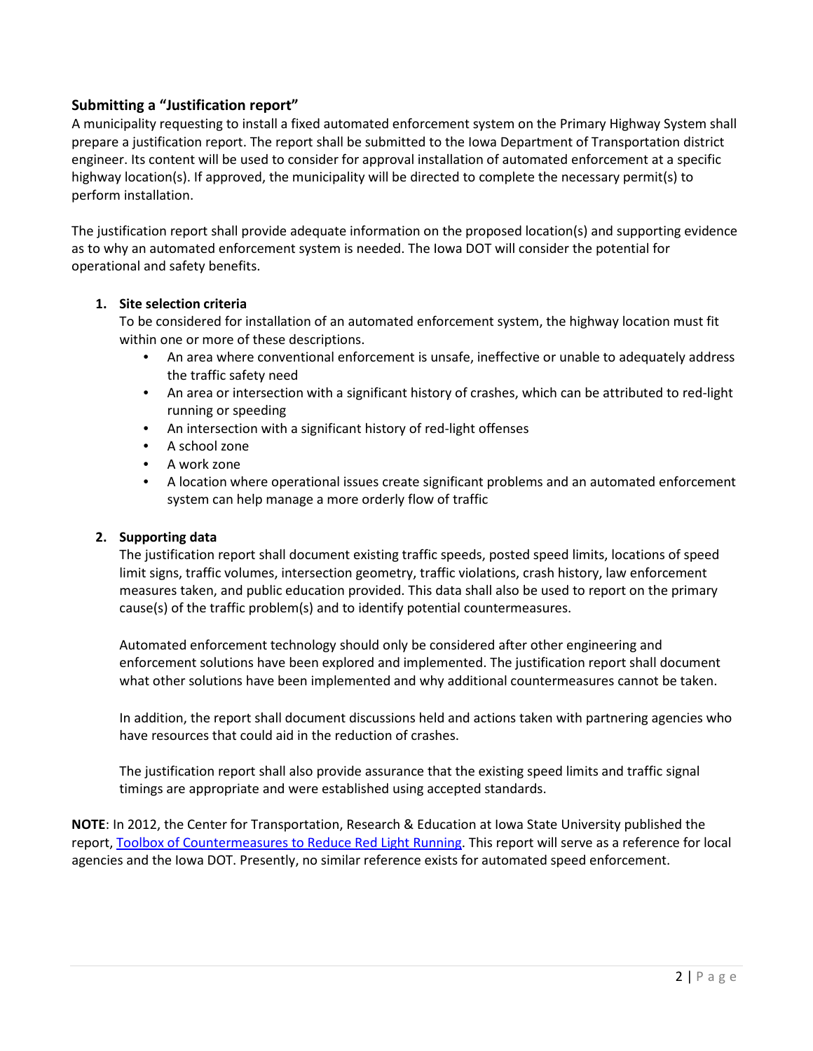## Submitting a "Justification report"

A municipality requesting to install a fixed automated enforcement system on the Primary Highway System shall prepare a justification report. The report shall be submitted to the Iowa Department of Transportation district engineer. Its content will be used to consider for approval installation of automated enforcement at a specific highway location(s). If approved, the municipality will be directed to complete the necessary permit(s) to perform installation.

The justification report shall provide adequate information on the proposed location(s) and supporting evidence as to why an automated enforcement system is needed. The Iowa DOT will consider the potential for operational and safety benefits.

1. **Site selection criteria**

   To be considered for installation of an automated enforcement system, the highway location must fit within one or more of these descriptions.

   - An area where conventional enforcement is unsafe, ineffective or unable to adequately address the traffic safety need
   - An area or intersection with a significant history of crashes, which can be attributed to red-light running or speeding
   - An intersection with a significant history of red-light offenses
   - A school zone
   - A work zone
   - A location where operational issues create significant problems and an automated enforcement system can help manage a more orderly flow of traffic

2. **Supporting data**

   The justification report shall document existing traffic speeds, posted speed limits, locations of speed limit signs, traffic volumes, intersection geometry, traffic violations, crash history, law enforcement measures taken, and public education provided. This data shall also be used to report on the primary cause(s) of the traffic problem(s) and to identify potential countermeasures.

   Automated enforcement technology should only be considered after other engineering and enforcement solutions have been explored and implemented. The justification report shall document what other solutions have been implemented and why additional countermeasures cannot be taken.

   In addition, the report shall document discussions held and actions taken with partnering agencies who have resources that could aid in the reduction of crashes.

   The justification report shall also provide assurance that the existing speed limits and traffic signal timings are appropriate and were established using accepted standards.

**NOTE**: In 2012, the Center for Transportation, Research & Education at Iowa State University published the report, Toolbox of Countermeasures to Reduce Red Light Running. This report will serve as a reference for local agencies and the Iowa DOT. Presently, no similar reference exists for automated speed enforcement.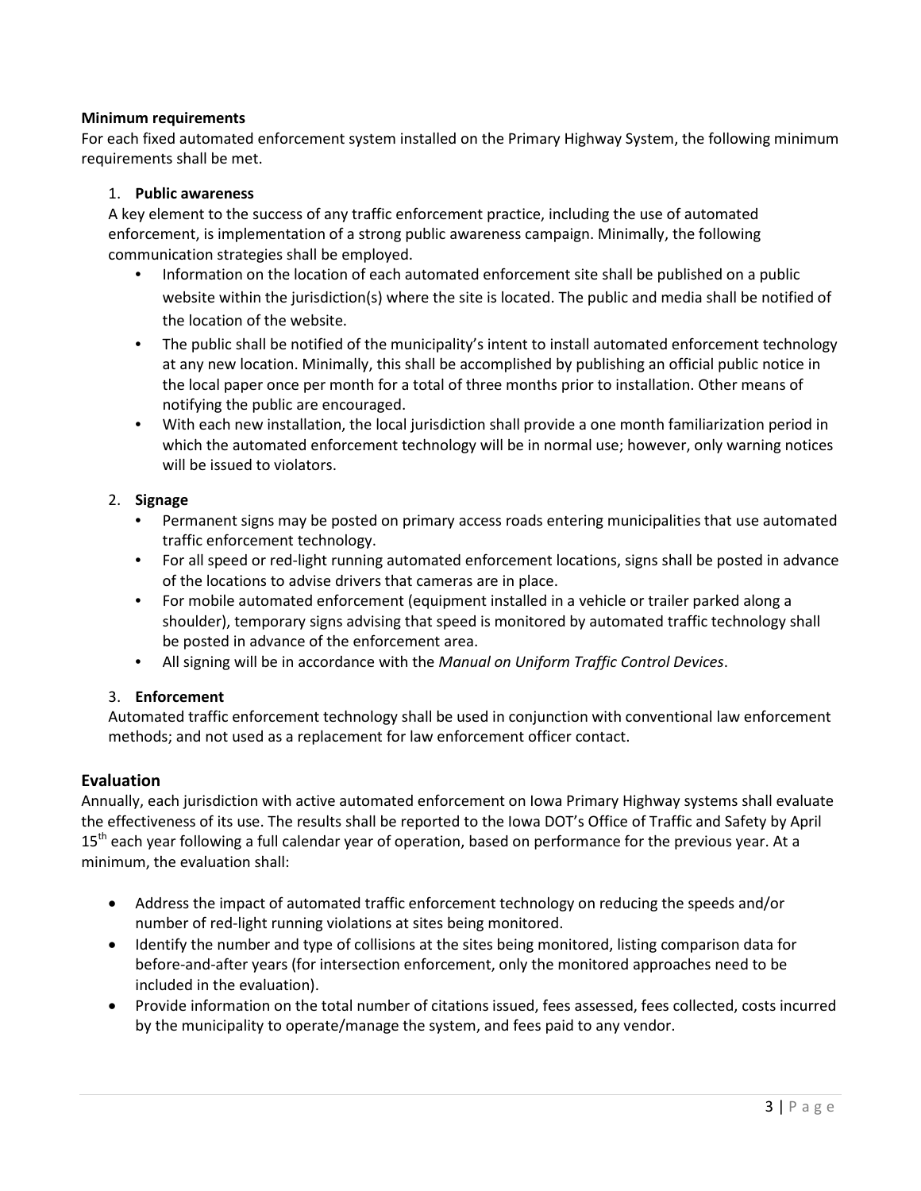**Minimum requirements**

For each fixed automated enforcement system installed on the Primary Highway System, the following minimum requirements shall be met.

1. **Public awareness**

   A key element to the success of any traffic enforcement practice, including the use of automated enforcement, is implementation of a strong public awareness campaign. Minimally, the following communication strategies shall be employed.

   - Information on the location of each automated enforcement site shall be published on a public website within the jurisdiction(s) where the site is located. The public and media shall be notified of the location of the website.
   - The public shall be notified of the municipality's intent to install automated enforcement technology at any new location. Minimally, this shall be accomplished by publishing an official public notice in the local paper once per month for a total of three months prior to installation. Other means of notifying the public are encouraged.
   - With each new installation, the local jurisdiction shall provide a one month familiarization period in which the automated enforcement technology will be in normal use; however, only warning notices will be issued to violators.

2. **Signage**

   - Permanent signs may be posted on primary access roads entering municipalities that use automated traffic enforcement technology.
   - For all speed or red-light running automated enforcement locations, signs shall be posted in advance of the locations to advise drivers that cameras are in place.
   - For mobile automated enforcement (equipment installed in a vehicle or trailer parked along a shoulder), temporary signs advising that speed is monitored by automated traffic technology shall be posted in advance of the enforcement area.
   - All signing will be in accordance with the *Manual on Uniform Traffic Control Devices*.

3. **Enforcement**

   Automated traffic enforcement technology shall be used in conjunction with conventional law enforcement methods; and not used as a replacement for law enforcement officer contact.

## Evaluation

Annually, each jurisdiction with active automated enforcement on Iowa Primary Highway systems shall evaluate the effectiveness of its use. The results shall be reported to the Iowa DOT's Office of Traffic and Safety by April 15th each year following a full calendar year of operation, based on performance for the previous year. At a minimum, the evaluation shall:

- Address the impact of automated traffic enforcement technology on reducing the speeds and/or number of red-light running violations at sites being monitored.
- Identify the number and type of collisions at the sites being monitored, listing comparison data for before-and-after years (for intersection enforcement, only the monitored approaches need to be included in the evaluation).
- Provide information on the total number of citations issued, fees assessed, fees collected, costs incurred by the municipality to operate/manage the system, and fees paid to any vendor.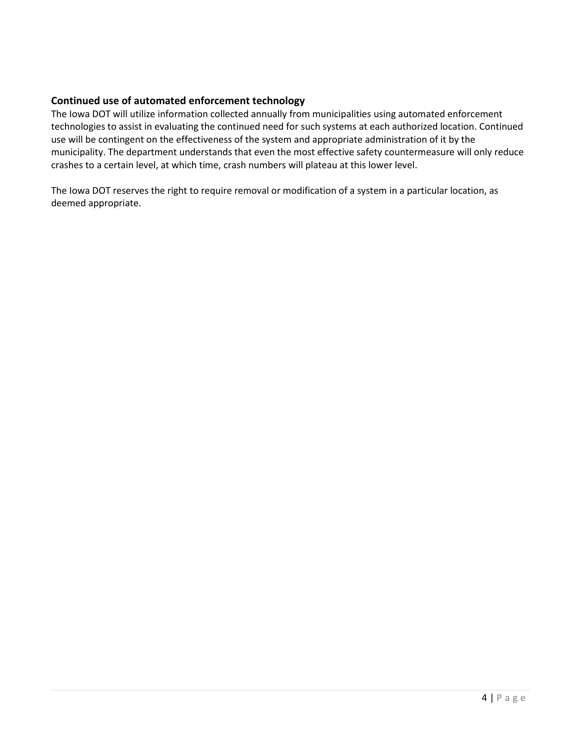## Continued use of automated enforcement technology

The Iowa DOT will utilize information collected annually from municipalities using automated enforcement technologies to assist in evaluating the continued need for such systems at each authorized location. Continued use will be contingent on the effectiveness of the system and appropriate administration of it by the municipality. The department understands that even the most effective safety countermeasure will only reduce crashes to a certain level, at which time, crash numbers will plateau at this lower level.

The Iowa DOT reserves the right to require removal or modification of a system in a particular location, as deemed appropriate.